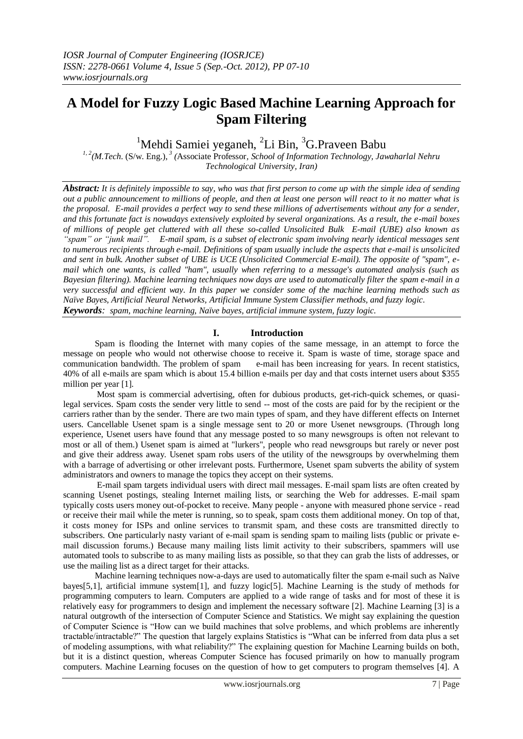# A Model for Fuzzy Logic Based Machine Learning Approach for Spam Filtering

[1]Mehdi Samiei yeganeh, [2]Li Bin, [3]G.Praveen Babu

*[1, 2](M.Tech.* (S/w. Eng.), *[3] (*Associate Professor*, School of Information Technology, Jawaharlal Nehru Technological University, Iran)*

***Abstract:** It is definitely impossible to say, who was that first person to come up with the simple idea of sending out a public announcement to millions of people, and then at least one person will react to it no matter what is the proposal. E-mail provides a perfect way to send these millions of advertisements without any for a sender, and this fortunate fact is nowadays extensively exploited by several organizations. As a result, the e-mail boxes of millions of people get cluttered with all these so-called Unsolicited Bulk E-mail (UBE) also known as "spam" or "junk mail". E-mail spam, is a subset of electronic spam involving nearly identical messages sent to numerous recipients through e-mail. Definitions of spam usually include the aspects that e-mail is unsolicited and sent in bulk. Another subset of UBE is UCE (Unsolicited Commercial E-mail). The opposite of "spam", e-mail which one wants, is called "ham", usually when referring to a message's automated analysis (such as Bayesian filtering). Machine learning techniques now days are used to automatically filter the spam e-mail in a very successful and efficient way. In this paper we consider some of the machine learning methods such as Naïve Bayes, Artificial Neural Networks, Artificial Immune System Classifier methods, and fuzzy logic.*

***Keywords**: spam, machine learning, Naïve bayes, artificial immune system, fuzzy logic.*

## I. Introduction

Spam is flooding the Internet with many copies of the same message, in an attempt to force the message on people who would not otherwise choose to receive it. Spam is waste of time, storage space and communication bandwidth. The problem of spam e-mail has been increasing for years. In recent statistics, 40% of all e-mails are spam which is about 15.4 billion e-mails per day and that costs internet users about $355 million per year [1].

Most spam is commercial advertising, often for dubious products, get-rich-quick schemes, or quasi-legal services. Spam costs the sender very little to send -- most of the costs are paid for by the recipient or the carriers rather than by the sender. There are two main types of spam, and they have different effects on Internet users. Cancellable Usenet spam is a single message sent to 20 or more Usenet newsgroups. (Through long experience, Usenet users have found that any message posted to so many newsgroups is often not relevant to most or all of them.) Usenet spam is aimed at "lurkers", people who read newsgroups but rarely or never post and give their address away. Usenet spam robs users of the utility of the newsgroups by overwhelming them with a barrage of advertising or other irrelevant posts. Furthermore, Usenet spam subverts the ability of system administrators and owners to manage the topics they accept on their systems.

E-mail spam targets individual users with direct mail messages. E-mail spam lists are often created by scanning Usenet postings, stealing Internet mailing lists, or searching the Web for addresses. E-mail spam typically costs users money out-of-pocket to receive. Many people - anyone with measured phone service - read or receive their mail while the meter is running, so to speak, spam costs them additional money. On top of that, it costs money for ISPs and online services to transmit spam, and these costs are transmitted directly to subscribers. One particularly nasty variant of e-mail spam is sending spam to mailing lists (public or private e-mail discussion forums.) Because many mailing lists limit activity to their subscribers, spammers will use automated tools to subscribe to as many mailing lists as possible, so that they can grab the lists of addresses, or use the mailing list as a direct target for their attacks.

Machine learning techniques now-a-days are used to automatically filter the spam e-mail such as Naïve bayes[5,1], artificial immune system[1], and fuzzy logic[5]. Machine Learning is the study of methods for programming computers to learn. Computers are applied to a wide range of tasks and for most of these it is relatively easy for programmers to design and implement the necessary software [2]. Machine Learning [3] is a natural outgrowth of the intersection of Computer Science and Statistics. We might say explaining the question of Computer Science is "How can we build machines that solve problems, and which problems are inherently tractable/intractable?" The question that largely explains Statistics is "What can be inferred from data plus a set of modeling assumptions, with what reliability?" The explaining question for Machine Learning builds on both, but it is a distinct question, whereas Computer Science has focused primarily on how to manually program computers. Machine Learning focuses on the question of how to get computers to program themselves [4]. A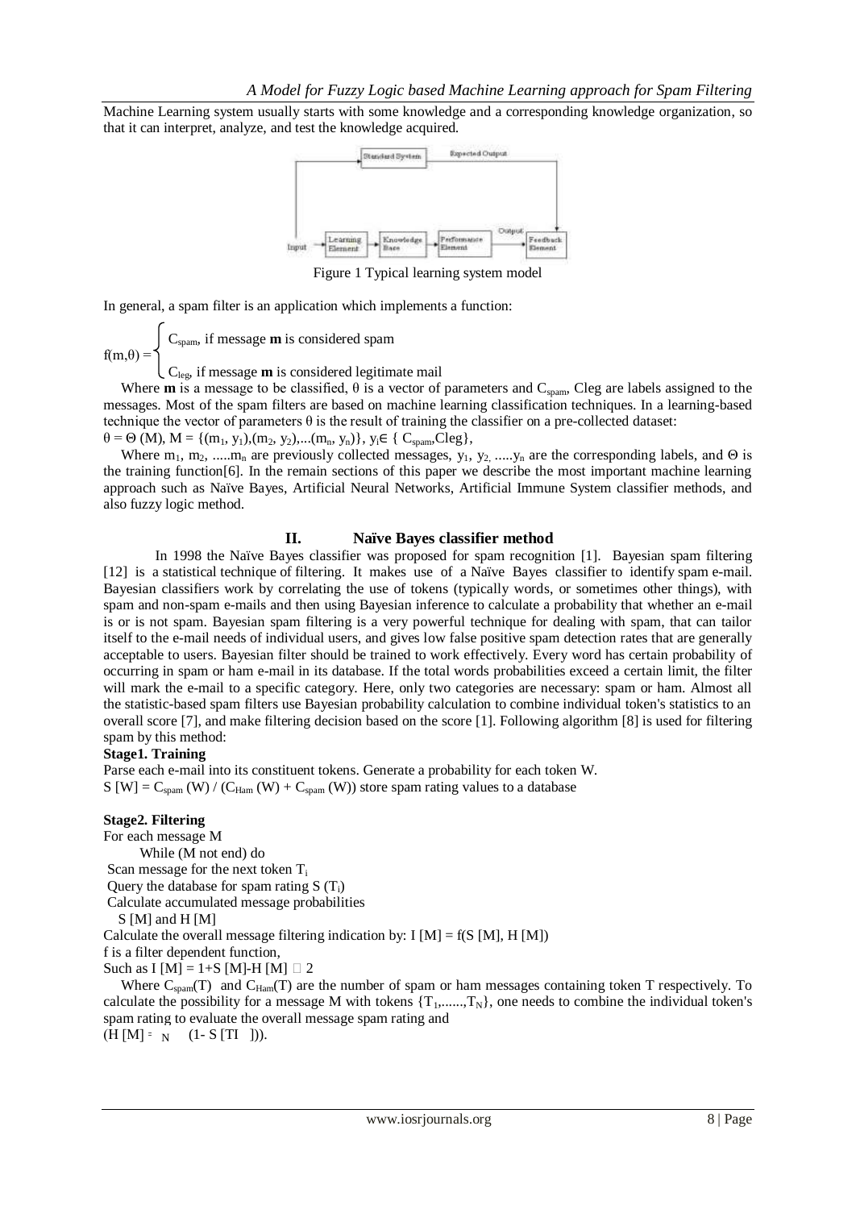Machine Learning system usually starts with some knowledge and a corresponding knowledge organization, so that it can interpret, analyze, and test the knowledge acquired.

Figure 1 Typical learning system model

In general, a spam filter is an application which implements a function:

$$f(m,\theta) = \begin{cases} C_{spam}, \text{ if message } \mathbf{m} \text{ is considered spam} \\ C_{leg}, \text{ if message } \mathbf{m} \text{ is considered legitimate mail} \end{cases}$$

Where **m** is a message to be classified, θ is a vector of parameters and $C_{spam}$, Cleg are labels assigned to the messages. Most of the spam filters are based on machine learning classification techniques. In a learning-based technique the vector of parameters θ is the result of training the classifier on a pre-collected dataset:
$\theta = \Theta(M)$, $M = \{(m_1, y_1),(m_2, y_2),...(m_n, y_n)\}$, $y_i \in \{ C_{spam}, Cleg\}$,

Where $m_1$, $m_2$, .....$m_n$ are previously collected messages, $y_1$, $y_2$, .....$y_n$ are the corresponding labels, and Θ is the training function[6]. In the remain sections of this paper we describe the most important machine learning approach such as Naïve Bayes, Artificial Neural Networks, Artificial Immune System classifier methods, and also fuzzy logic method.

## II. Naïve Bayes classifier method

In 1998 the Naïve Bayes classifier was proposed for spam recognition [1]. Bayesian spam filtering [12] is a statistical technique of filtering. It makes use of a Naïve Bayes classifier to identify spam e-mail. Bayesian classifiers work by correlating the use of tokens (typically words, or sometimes other things), with spam and non-spam e-mails and then using Bayesian inference to calculate a probability that whether an e-mail is or is not spam. Bayesian spam filtering is a very powerful technique for dealing with spam, that can tailor itself to the e-mail needs of individual users, and gives low false positive spam detection rates that are generally acceptable to users. Bayesian filter should be trained to work effectively. Every word has certain probability of occurring in spam or ham e-mail in its database. If the total words probabilities exceed a certain limit, the filter will mark the e-mail to a specific category. Here, only two categories are necessary: spam or ham. Almost all the statistic-based spam filters use Bayesian probability calculation to combine individual token's statistics to an overall score [7], and make filtering decision based on the score [1]. Following algorithm [8] is used for filtering spam by this method:

**Stage1. Training**

Parse each e-mail into its constituent tokens. Generate a probability for each token W.
$S[W] = C_{spam}(W) / (C_{Ham}(W) + C_{spam}(W))$ store spam rating values to a database

**Stage2. Filtering**

For each message M
While (M not end) do
Scan message for the next token $T_i$
Query the database for spam rating $S(T_i)$
Calculate accumulated message probabilities
S [M] and H [M]
Calculate the overall message filtering indication by: $I[M] = f(S[M], H[M])$
f is a filter dependent function,
Such as $I[M] = 1+S[M]-H[M]$ □ 2

Where $C_{spam}(T)$ and $C_{Ham}(T)$ are the number of spam or ham messages containing token T respectively. To calculate the possibility for a message M with tokens $\{T_1,......,T_N\}$, one needs to combine the individual token's spam rating to evaluate the overall message spam rating and
$(H[M] = {}_N \quad (1- S[TI]))$.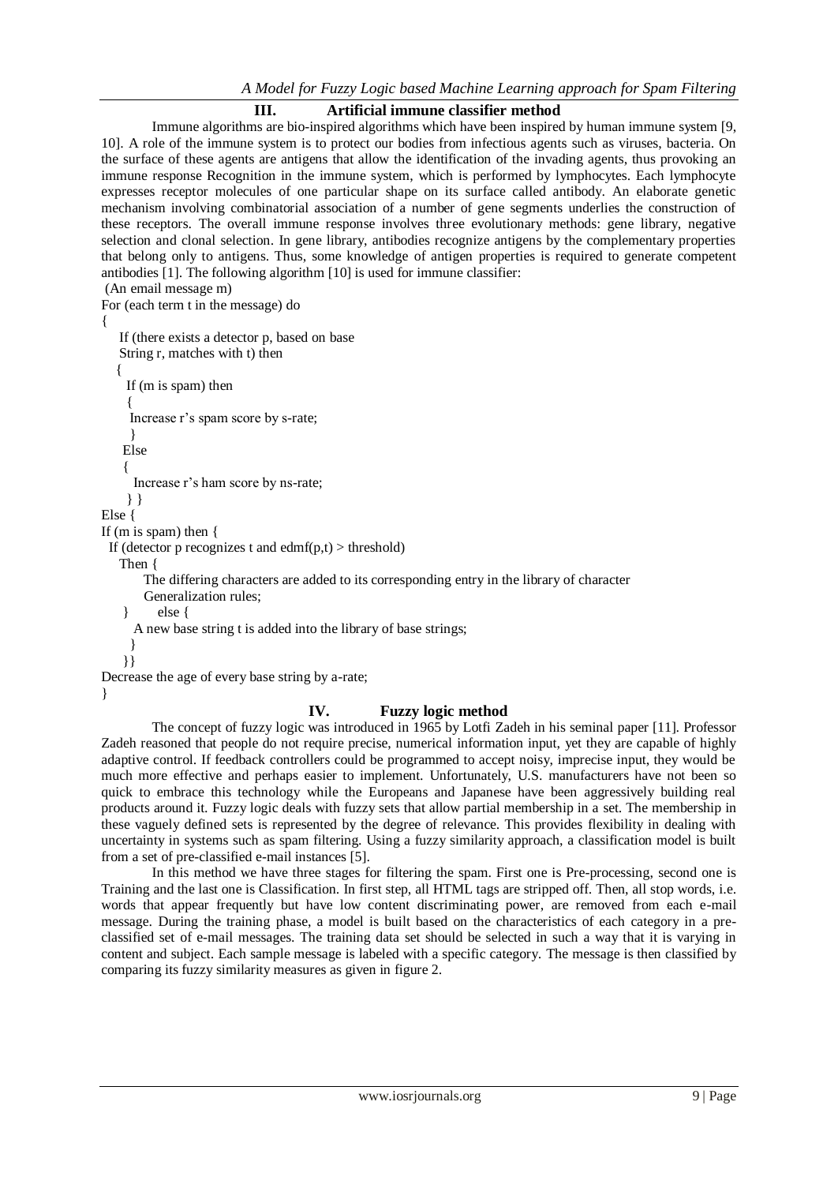## III. Artificial immune classifier method

Immune algorithms are bio-inspired algorithms which have been inspired by human immune system [9, 10]. A role of the immune system is to protect our bodies from infectious agents such as viruses, bacteria. On the surface of these agents are antigens that allow the identification of the invading agents, thus provoking an immune response Recognition in the immune system, which is performed by lymphocytes. Each lymphocyte expresses receptor molecules of one particular shape on its surface called antibody. An elaborate genetic mechanism involving combinatorial association of a number of gene segments underlies the construction of these receptors. The overall immune response involves three evolutionary methods: gene library, negative selection and clonal selection. In gene library, antibodies recognize antigens by the complementary properties that belong only to antigens. Thus, some knowledge of antigen properties is required to generate competent antibodies [1]. The following algorithm [10] is used for immune classifier:

```
 (An email message m)
For (each term t in the message) do
{
   If (there exists a detector p, based on base
   String r, matches with t) then
  {
    If (m is spam) then
    {
     Increase r's spam score by s-rate;
     }
    Else
    {
      Increase r's ham score by ns-rate;
     } }
Else {
If (m is spam) then {
  If (detector p recognizes t and edmf(p,t) > threshold)
   Then {
       The differing characters are added to its corresponding entry in the library of character
       Generalization rules;
    }      else {
      A new base string t is added into the library of base strings;
     }
    }}
Decrease the age of every base string by a-rate;
}
```

## IV. Fuzzy logic method

The concept of fuzzy logic was introduced in 1965 by Lotfi Zadeh in his seminal paper [11]. Professor Zadeh reasoned that people do not require precise, numerical information input, yet they are capable of highly adaptive control. If feedback controllers could be programmed to accept noisy, imprecise input, they would be much more effective and perhaps easier to implement. Unfortunately, U.S. manufacturers have not been so quick to embrace this technology while the Europeans and Japanese have been aggressively building real products around it. Fuzzy logic deals with fuzzy sets that allow partial membership in a set. The membership in these vaguely defined sets is represented by the degree of relevance. This provides flexibility in dealing with uncertainty in systems such as spam filtering. Using a fuzzy similarity approach, a classification model is built from a set of pre-classified e-mail instances [5].

In this method we have three stages for filtering the spam. First one is Pre-processing, second one is Training and the last one is Classification. In first step, all HTML tags are stripped off. Then, all stop words, i.e. words that appear frequently but have low content discriminating power, are removed from each e-mail message. During the training phase, a model is built based on the characteristics of each category in a pre-classified set of e-mail messages. The training data set should be selected in such a way that it is varying in content and subject. Each sample message is labeled with a specific category. The message is then classified by comparing its fuzzy similarity measures as given in figure 2.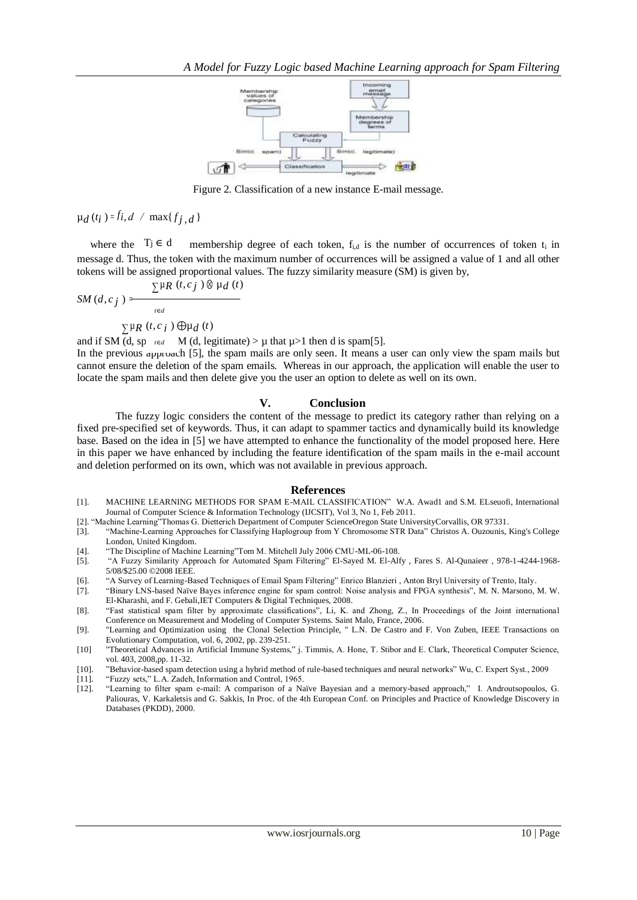Membership values of categories

Incoming email message

Membership degrees of terms

Calculating Fuzzy

Sim(d, spam)

Sim(d, legitimate)

Classification

legitimate

Figure 2. Classification of a new instance E-mail message.

$$\mu_d(t_i) = f_{i,d} \; / \; \max\{f_{j,d}\}$$

where the $T_j \in d$ membership degree of each token, $f_{i,d}$ is the number of occurrences of token $t_i$ in message d. Thus, the token with the maximum number of occurrences will be assigned a value of 1 and all other tokens will be assigned proportional values. The fuzzy similarity measure (SM) is given by,

$$SM(d, c_j) = \frac{\sum_{t \in d} \mu_R(t, c_j) \otimes \mu_d(t)}{\sum_{t \in d} \mu_R(t, c_j) \oplus \mu_d(t)}$$

and if SM (d, sp M (d, legitimate) > μ that μ>1 then d is spam[5].

In the previous approach [5], the spam mails are only seen. It means a user can only view the spam mails but cannot ensure the deletion of the spam emails. Whereas in our approach, the application will enable the user to locate the spam mails and then delete give you the user an option to delete as well on its own.

## V. Conclusion

The fuzzy logic considers the content of the message to predict its category rather than relying on a fixed pre-specified set of keywords. Thus, it can adapt to spammer tactics and dynamically build its knowledge base. Based on the idea in [5] we have attempted to enhance the functionality of the model proposed here. Here in this paper we have enhanced by including the feature identification of the spam mails in the e-mail account and deletion performed on its own, which was not available in previous approach.

## References

[1]. MACHINE LEARNING METHODS FOR SPAM E-MAIL CLASSIFICATION" W.A. Awad1 and S.M. ELseuofi, International Journal of Computer Science & Information Technology (IJCSIT), Vol 3, No 1, Feb 2011.

[2]. "Machine Learning"Thomas G. Dietterich Department of Computer ScienceOregon State UniversityCorvallis, OR 97331.

[3]. "Machine-Learning Approaches for Classifying Haplogroup from Y Chromosome STR Data" Christos A. Ouzounis, King's College London, United Kingdom.

[4]. "The Discipline of Machine Learning"Tom M. Mitchell July 2006 CMU-ML-06-108.

[5]. "A Fuzzy Similarity Approach for Automated Spam Filtering" El-Sayed M. El-Alfy , Fares S. Al-Qunaieer , 978-1-4244-1968-5/08/$25.00 ©2008 IEEE.

[6]. "A Survey of Learning-Based Techniques of Email Spam Filtering" Enrico Blanzieri , Anton Bryl University of Trento, Italy.

[7]. "Binary LNS-based Naïve Bayes inference engine for spam control: Noise analysis and FPGA synthesis", M. N. Marsono, M. W. El-Kharashi, and F. Gebali,IET Computers & Digital Techniques, 2008.

[8]. "Fast statistical spam filter by approximate classifications", Li, K. and Zhong, Z., In Proceedings of the Joint international Conference on Measurement and Modeling of Computer Systems. Saint Malo, France, 2006.

[9]. "Learning and Optimization using the Clonal Selection Principle, " L.N. De Castro and F. Von Zuben, IEEE Transactions on Evolutionary Computation, vol. 6, 2002, pp. 239-251.

[10] "Theoretical Advances in Artificial Immune Systems," j. Timmis, A. Hone, T. Stibor and E. Clark, Theoretical Computer Science, vol. 403, 2008,pp. 11-32.

[10]. "Behavior-based spam detection using a hybrid method of rule-based techniques and neural networks" Wu, C. Expert Syst., 2009

[11]. "Fuzzy sets," L.A. Zadeh, Information and Control, 1965.

[12]. "Learning to filter spam e-mail: A comparison of a Naïve Bayesian and a memory-based approach," I. Androutsopoulos, G. Paliouras, V. Karkaletsis and G. Sakkis, In Proc. of the 4th European Conf. on Principles and Practice of Knowledge Discovery in Databases (PKDD), 2000.